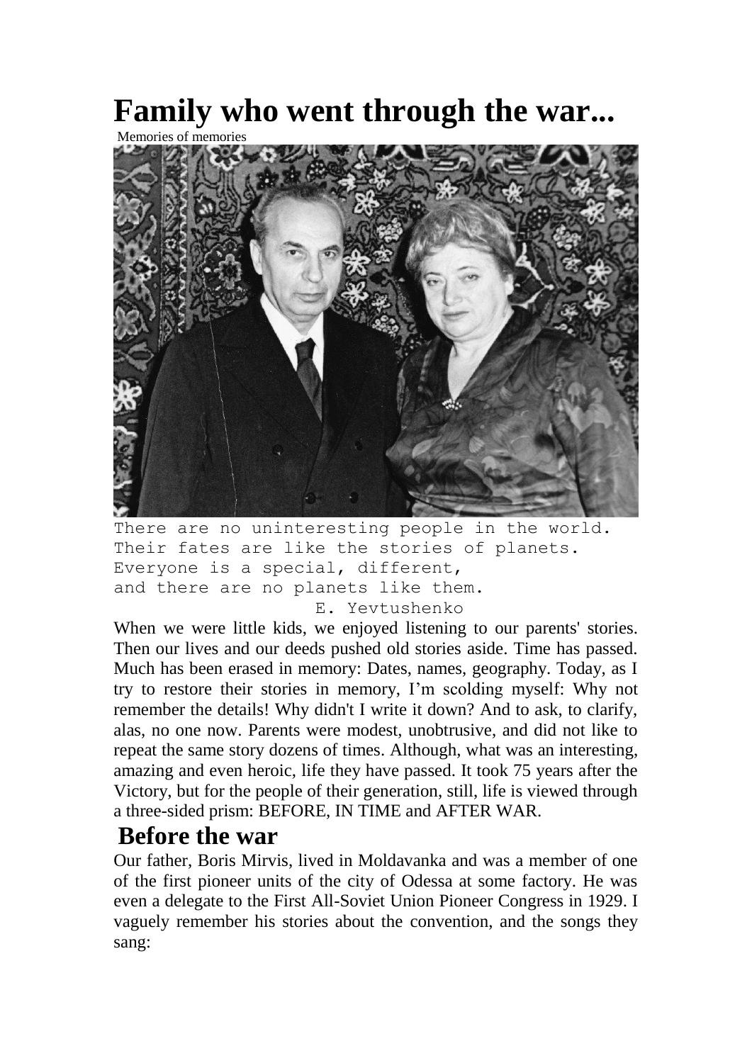# Family who went through the war...

Memories of memories

```
There are no uninteresting people in the world.
Their fates are like the stories of planets.
Everyone is a special, different,
and there are no planets like them.
                    E. Yevtushenko
```

When we were little kids, we enjoyed listening to our parents' stories. Then our lives and our deeds pushed old stories aside. Time has passed. Much has been erased in memory: Dates, names, geography. Today, as I try to restore their stories in memory, I'm scolding myself: Why not remember the details! Why didn't I write it down? And to ask, to clarify, alas, no one now. Parents were modest, unobtrusive, and did not like to repeat the same story dozens of times. Although, what was an interesting, amazing and even heroic, life they have passed. It took 75 years after the Victory, but for the people of their generation, still, life is viewed through a three-sided prism: BEFORE, IN TIME and AFTER WAR.

## Before the war

Our father, Boris Mirvis, lived in Moldavanka and was a member of one of the first pioneer units of the city of Odessa at some factory. He was even a delegate to the First All-Soviet Union Pioneer Congress in 1929. I vaguely remember his stories about the convention, and the songs they sang: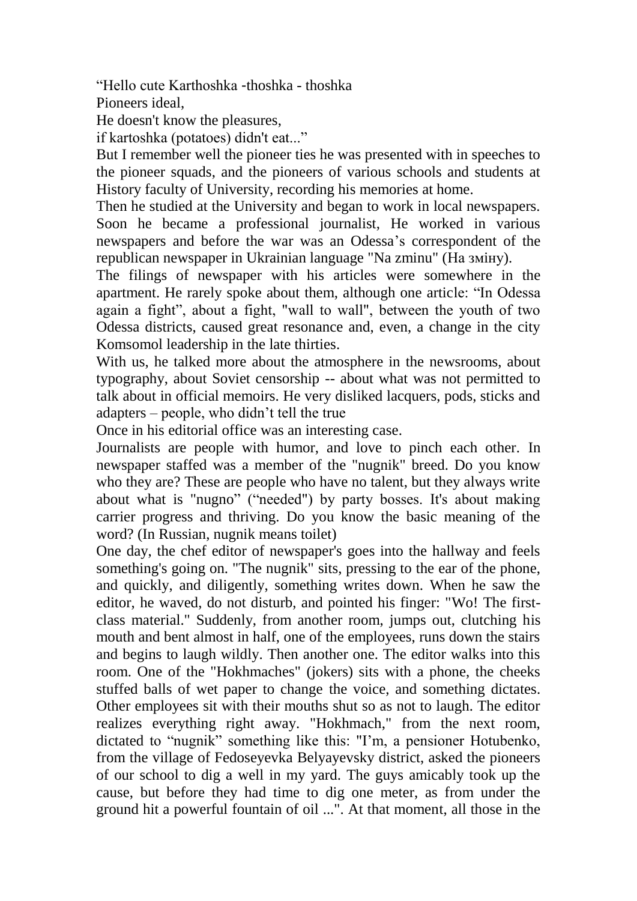“Hello cute Karthoshka -thoshka - thoshka
Pioneers ideal,
He doesn't know the pleasures,
if kartoshka (potatoes) didn't eat...”

But I remember well the pioneer ties he was presented with in speeches to the pioneer squads, and the pioneers of various schools and students at History faculty of University, recording his memories at home.

Then he studied at the University and began to work in local newspapers. Soon he became a professional journalist, He worked in various newspapers and before the war was an Odessa’s correspondent of the republican newspaper in Ukrainian language "Na zminu" (На зміну).

The filings of newspaper with his articles were somewhere in the apartment. He rarely spoke about them, although one article: “In Odessa again a fight”, about a fight, "wall to wall", between the youth of two Odessa districts, caused great resonance and, even, a change in the city Komsomol leadership in the late thirties.

With us, he talked more about the atmosphere in the newsrooms, about typography, about Soviet censorship -- about what was not permitted to talk about in official memoirs. He very disliked lacquers, pods, sticks and adapters – people, who didn’t tell the true

Once in his editorial office was an interesting case.

Journalists are people with humor, and love to pinch each other. In newspaper staffed was a member of the "nugnik" breed. Do you know who they are? These are people who have no talent, but they always write about what is "nugno” (“needed") by party bosses. It's about making carrier progress and thriving. Do you know the basic meaning of the word? (In Russian, nugnik means toilet)

One day, the chef editor of newspaper's goes into the hallway and feels something's going on. "The nugnik" sits, pressing to the ear of the phone, and quickly, and diligently, something writes down. When he saw the editor, he waved, do not disturb, and pointed his finger: "Wo! The first-class material." Suddenly, from another room, jumps out, clutching his mouth and bent almost in half, one of the employees, runs down the stairs and begins to laugh wildly. Then another one. The editor walks into this room. One of the "Hokhmaches" (jokers) sits with a phone, the cheeks stuffed balls of wet paper to change the voice, and something dictates. Other employees sit with their mouths shut so as not to laugh. The editor realizes everything right away. "Hokhmach," from the next room, dictated to “nugnik” something like this: "I’m, a pensioner Hotubenko, from the village of Fedoseyevka Belyayevsky district, asked the pioneers of our school to dig a well in my yard. The guys amicably took up the cause, but before they had time to dig one meter, as from under the ground hit a powerful fountain of oil ...". At that moment, all those in the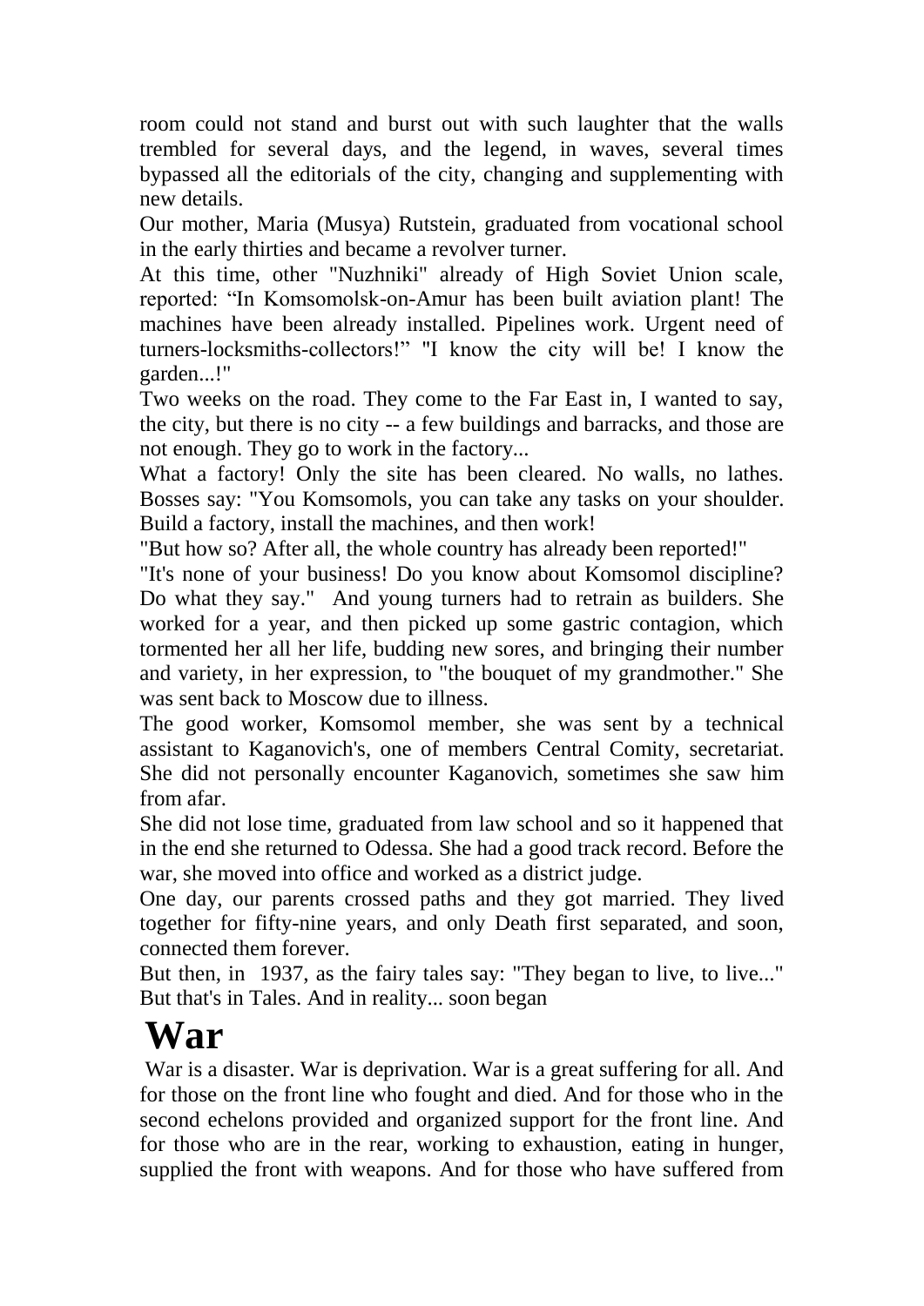room could not stand and burst out with such laughter that the walls trembled for several days, and the legend, in waves, several times bypassed all the editorials of the city, changing and supplementing with new details.

Our mother, Maria (Musya) Rutstein, graduated from vocational school in the early thirties and became a revolver turner.

At this time, other "Nuzhniki" already of High Soviet Union scale, reported: "In Komsomolsk-on-Amur has been built aviation plant! The machines have been already installed. Pipelines work. Urgent need of turners-locksmiths-collectors!" "I know the city will be! I know the garden...!"

Two weeks on the road. They come to the Far East in, I wanted to say, the city, but there is no city -- a few buildings and barracks, and those are not enough. They go to work in the factory...

What a factory! Only the site has been cleared. No walls, no lathes. Bosses say: "You Komsomols, you can take any tasks on your shoulder. Build a factory, install the machines, and then work!

"But how so? After all, the whole country has already been reported!"

"It's none of your business! Do you know about Komsomol discipline? Do what they say." And young turners had to retrain as builders. She worked for a year, and then picked up some gastric contagion, which tormented her all her life, budding new sores, and bringing their number and variety, in her expression, to "the bouquet of my grandmother." She was sent back to Moscow due to illness.

The good worker, Komsomol member, she was sent by a technical assistant to Kaganovich's, one of members Central Comity, secretariat. She did not personally encounter Kaganovich, sometimes she saw him from afar.

She did not lose time, graduated from law school and so it happened that in the end she returned to Odessa. She had a good track record. Before the war, she moved into office and worked as a district judge.

One day, our parents crossed paths and they got married. They lived together for fifty-nine years, and only Death first separated, and soon, connected them forever.

But then, in 1937, as the fairy tales say: "They began to live, to live..." But that's in Tales. And in reality... soon began

# War

War is a disaster. War is deprivation. War is a great suffering for all. And for those on the front line who fought and died. And for those who in the second echelons provided and organized support for the front line. And for those who are in the rear, working to exhaustion, eating in hunger, supplied the front with weapons. And for those who have suffered from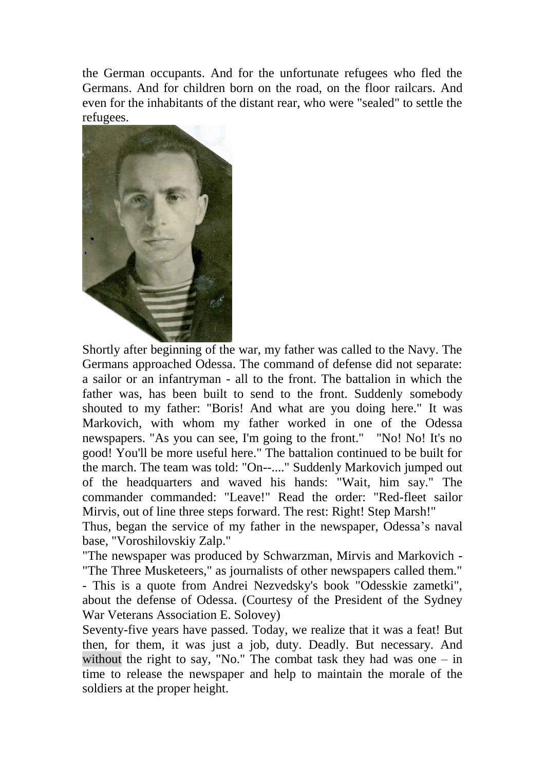the German occupants. And for the unfortunate refugees who fled the Germans. And for children born on the road, on the floor railcars. And even for the inhabitants of the distant rear, who were "sealed" to settle the refugees.

Shortly after beginning of the war, my father was called to the Navy. The Germans approached Odessa. The command of defense did not separate: a sailor or an infantryman - all to the front. The battalion in which the father was, has been built to send to the front. Suddenly somebody shouted to my father: "Boris! And what are you doing here." It was Markovich, with whom my father worked in one of the Odessa newspapers. "As you can see, I'm going to the front." "No! No! It's no good! You'll be more useful here." The battalion continued to be built for the march. The team was told: "On--...." Suddenly Markovich jumped out of the headquarters and waved his hands: "Wait, him say." The commander commanded: "Leave!" Read the order: "Red-fleet sailor Mirvis, out of line three steps forward. The rest: Right! Step Marsh!"

Thus, began the service of my father in the newspaper, Odessa's naval base, "Voroshilovskiy Zalp."

"The newspaper was produced by Schwarzman, Mirvis and Markovich - "The Three Musketeers," as journalists of other newspapers called them." - This is a quote from Andrei Nezvedsky's book "Odesskie zametki", about the defense of Odessa. (Courtesy of the President of the Sydney War Veterans Association E. Solovey)

Seventy-five years have passed. Today, we realize that it was a feat! But then, for them, it was just a job, duty. Deadly. But necessary. And without the right to say, "No." The combat task they had was one – in time to release the newspaper and help to maintain the morale of the soldiers at the proper height.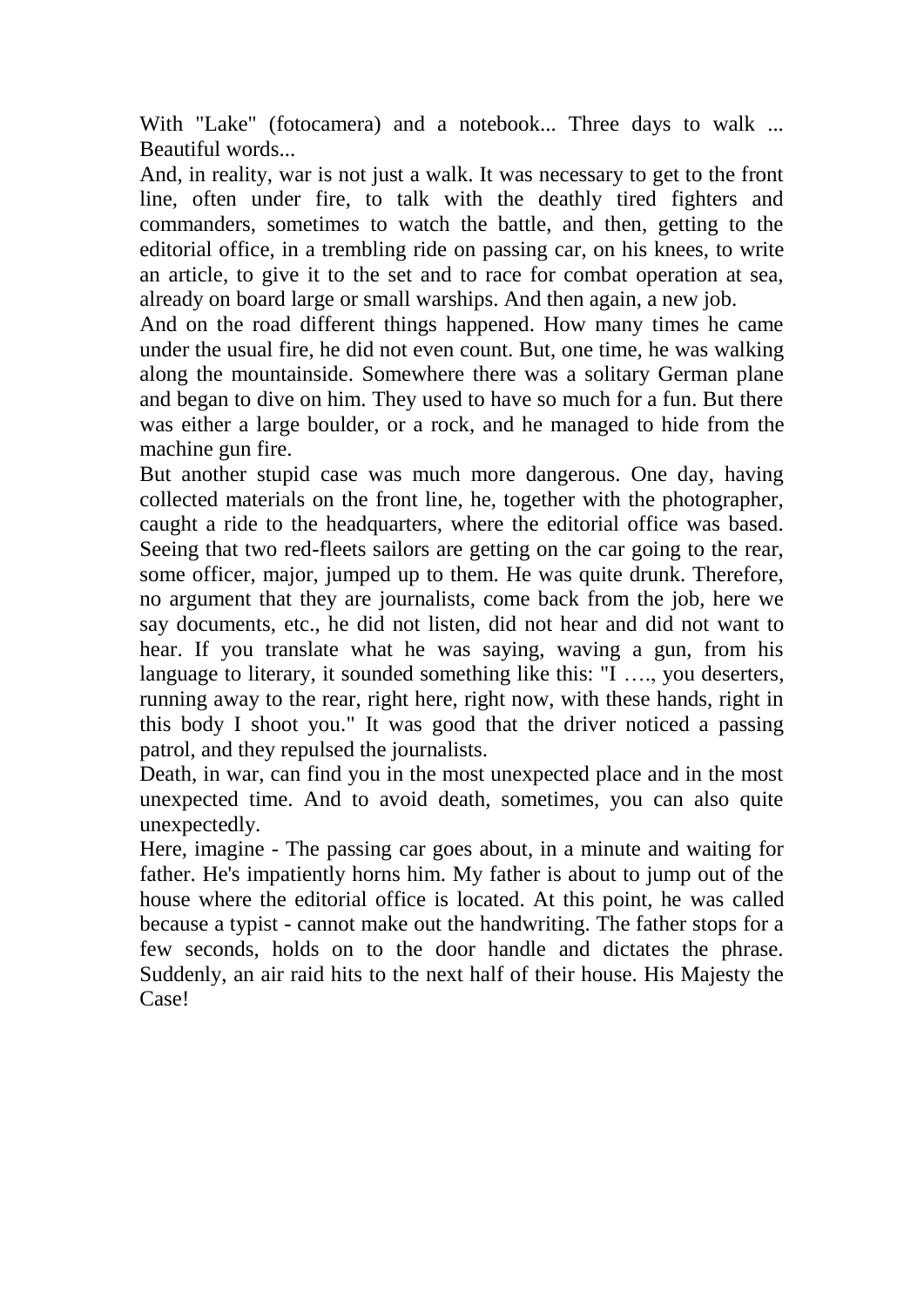With "Lake" (fotocamera) and a notebook... Three days to walk ... Beautiful words...

And, in reality, war is not just a walk. It was necessary to get to the front line, often under fire, to talk with the deathly tired fighters and commanders, sometimes to watch the battle, and then, getting to the editorial office, in a trembling ride on passing car, on his knees, to write an article, to give it to the set and to race for combat operation at sea, already on board large or small warships. And then again, a new job.

And on the road different things happened. How many times he came under the usual fire, he did not even count. But, one time, he was walking along the mountainside. Somewhere there was a solitary German plane and began to dive on him. They used to have so much for a fun. But there was either a large boulder, or a rock, and he managed to hide from the machine gun fire.

But another stupid case was much more dangerous. One day, having collected materials on the front line, he, together with the photographer, caught a ride to the headquarters, where the editorial office was based. Seeing that two red-fleets sailors are getting on the car going to the rear, some officer, major, jumped up to them. He was quite drunk. Therefore, no argument that they are journalists, come back from the job, here we say documents, etc., he did not listen, did not hear and did not want to hear. If you translate what he was saying, waving a gun, from his language to literary, it sounded something like this: "I …., you deserters, running away to the rear, right here, right now, with these hands, right in this body I shoot you." It was good that the driver noticed a passing patrol, and they repulsed the journalists.

Death, in war, can find you in the most unexpected place and in the most unexpected time. And to avoid death, sometimes, you can also quite unexpectedly.

Here, imagine - The passing car goes about, in a minute and waiting for father. He's impatiently horns him. My father is about to jump out of the house where the editorial office is located. At this point, he was called because a typist - cannot make out the handwriting. The father stops for a few seconds, holds on to the door handle and dictates the phrase. Suddenly, an air raid hits to the next half of their house. His Majesty the Case!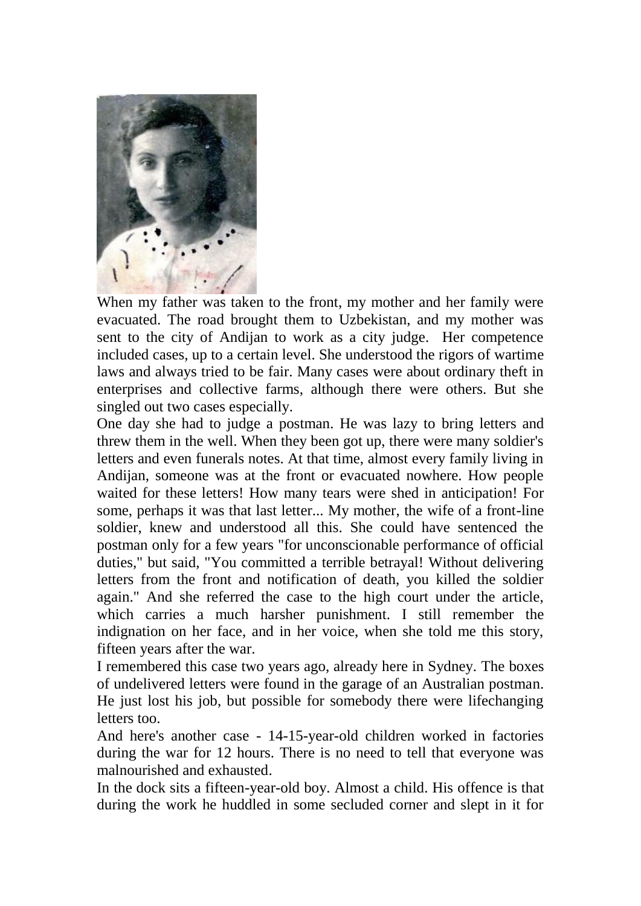When my father was taken to the front, my mother and her family were evacuated. The road brought them to Uzbekistan, and my mother was sent to the city of Andijan to work as a city judge. Her competence included cases, up to a certain level. She understood the rigors of wartime laws and always tried to be fair. Many cases were about ordinary theft in enterprises and collective farms, although there were others. But she singled out two cases especially.

One day she had to judge a postman. He was lazy to bring letters and threw them in the well. When they been got up, there were many soldier's letters and even funerals notes. At that time, almost every family living in Andijan, someone was at the front or evacuated nowhere. How people waited for these letters! How many tears were shed in anticipation! For some, perhaps it was that last letter... My mother, the wife of a front-line soldier, knew and understood all this. She could have sentenced the postman only for a few years "for unconscionable performance of official duties," but said, "You committed a terrible betrayal! Without delivering letters from the front and notification of death, you killed the soldier again." And she referred the case to the high court under the article, which carries a much harsher punishment. I still remember the indignation on her face, and in her voice, when she told me this story, fifteen years after the war.

I remembered this case two years ago, already here in Sydney. The boxes of undelivered letters were found in the garage of an Australian postman. He just lost his job, but possible for somebody there were lifechanging letters too.

And here's another case - 14-15-year-old children worked in factories during the war for 12 hours. There is no need to tell that everyone was malnourished and exhausted.

In the dock sits a fifteen-year-old boy. Almost a child. His offence is that during the work he huddled in some secluded corner and slept in it for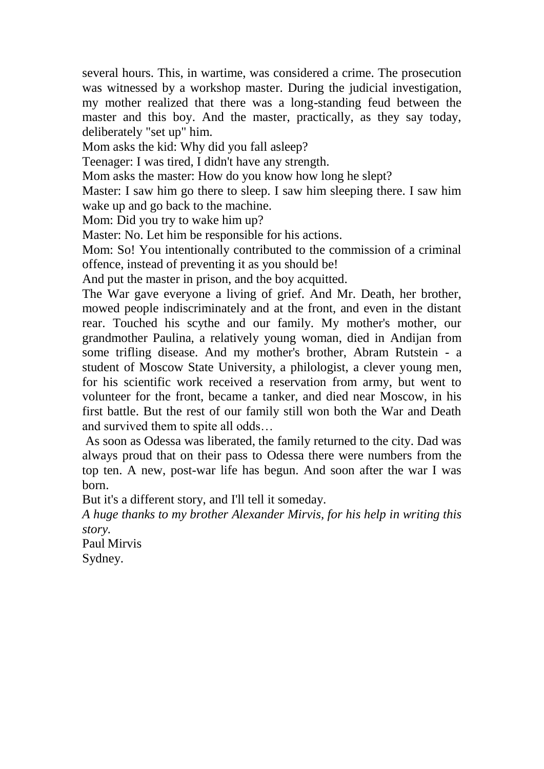several hours. This, in wartime, was considered a crime. The prosecution was witnessed by a workshop master. During the judicial investigation, my mother realized that there was a long-standing feud between the master and this boy. And the master, practically, as they say today, deliberately "set up" him.

Mom asks the kid: Why did you fall asleep?

Teenager: I was tired, I didn't have any strength.

Mom asks the master: How do you know how long he slept?

Master: I saw him go there to sleep. I saw him sleeping there. I saw him wake up and go back to the machine.

Mom: Did you try to wake him up?

Master: No. Let him be responsible for his actions.

Mom: So! You intentionally contributed to the commission of a criminal offence, instead of preventing it as you should be!

And put the master in prison, and the boy acquitted.

The War gave everyone a living of grief. And Mr. Death, her brother, mowed people indiscriminately and at the front, and even in the distant rear. Touched his scythe and our family. My mother's mother, our grandmother Paulina, a relatively young woman, died in Andijan from some trifling disease. And my mother's brother, Abram Rutstein - a student of Moscow State University, a philologist, a clever young men, for his scientific work received a reservation from army, but went to volunteer for the front, became a tanker, and died near Moscow, in his first battle. But the rest of our family still won both the War and Death and survived them to spite all odds…

As soon as Odessa was liberated, the family returned to the city. Dad was always proud that on their pass to Odessa there were numbers from the top ten. A new, post-war life has begun. And soon after the war I was born.

But it's a different story, and I'll tell it someday.

*A huge thanks to my brother Alexander Mirvis, for his help in writing this story.*

Paul Mirvis

Sydney.